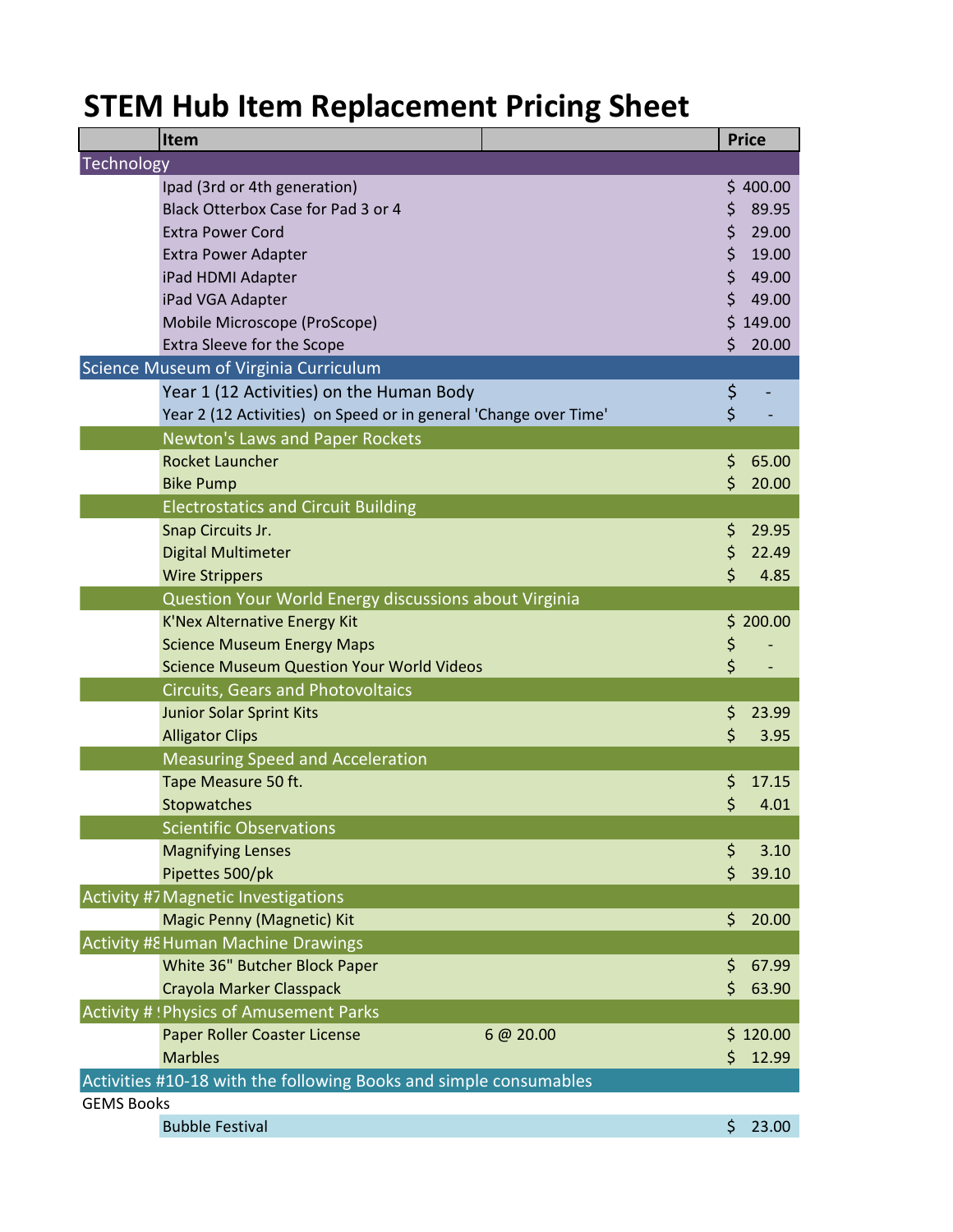# STEM Hub Item Replacement Pricing Sheet

| | Item | | Price |
|---|---|---|---|
| Technology | | | |
| | Ipad (3rd or 4th generation) | | $ 400.00 |
| | Black Otterbox Case for Pad 3 or 4 | | $ 89.95 |
| | Extra Power Cord | | $ 29.00 |
| | Extra Power Adapter | | $ 19.00 |
| | iPad HDMI Adapter | | $ 49.00 |
| | iPad VGA Adapter | | $ 49.00 |
| | Mobile Microscope (ProScope) | | $ 149.00 |
| | Extra Sleeve for the Scope | | $ 20.00 |
| Science Museum of Virginia Curriculum | | | |
| | Year 1 (12 Activities) on the Human Body | | $ - |
| | Year 2 (12 Activities) on Speed or in general 'Change over Time' | | $ - |
| | Newton's Laws and Paper Rockets | | |
| | Rocket Launcher | | $ 65.00 |
| | Bike Pump | | $ 20.00 |
| | Electrostatics and Circuit Building | | |
| | Snap Circuits Jr. | | $ 29.95 |
| | Digital Multimeter | | $ 22.49 |
| | Wire Strippers | | $ 4.85 |
| | Question Your World Energy discussions about Virginia | | |
| | K'Nex Alternative Energy Kit | | $ 200.00 |
| | Science Museum Energy Maps | | $ - |
| | Science Museum Question Your World Videos | | $ - |
| | Circuits, Gears and Photovoltaics | | |
| | Junior Solar Sprint Kits | | $ 23.99 |
| | Alligator Clips | | $ 3.95 |
| | Measuring Speed and Acceleration | | |
| | Tape Measure 50 ft. | | $ 17.15 |
| | Stopwatches | | $ 4.01 |
| | Scientific Observations | | |
| | Magnifying Lenses | | $ 3.10 |
| | Pipettes 500/pk | | $ 39.10 |
| Activity #7 | Magnetic Investigations | | |
| | Magic Penny (Magnetic) Kit | | $ 20.00 |
| Activity #8 | Human Machine Drawings | | |
| | White 36" Butcher Block Paper | | $ 67.99 |
| | Crayola Marker Classpack | | $ 63.90 |
| Activity #9 | Physics of Amusement Parks | | |
| | Paper Roller Coaster License | 6 @ 20.00 | $ 120.00 |
| | Marbles | | $ 12.99 |
| Activities #10-18 with the following Books and simple consumables | | | |
| GEMS Books | | | |
| | Bubble Festival | | $ 23.00 |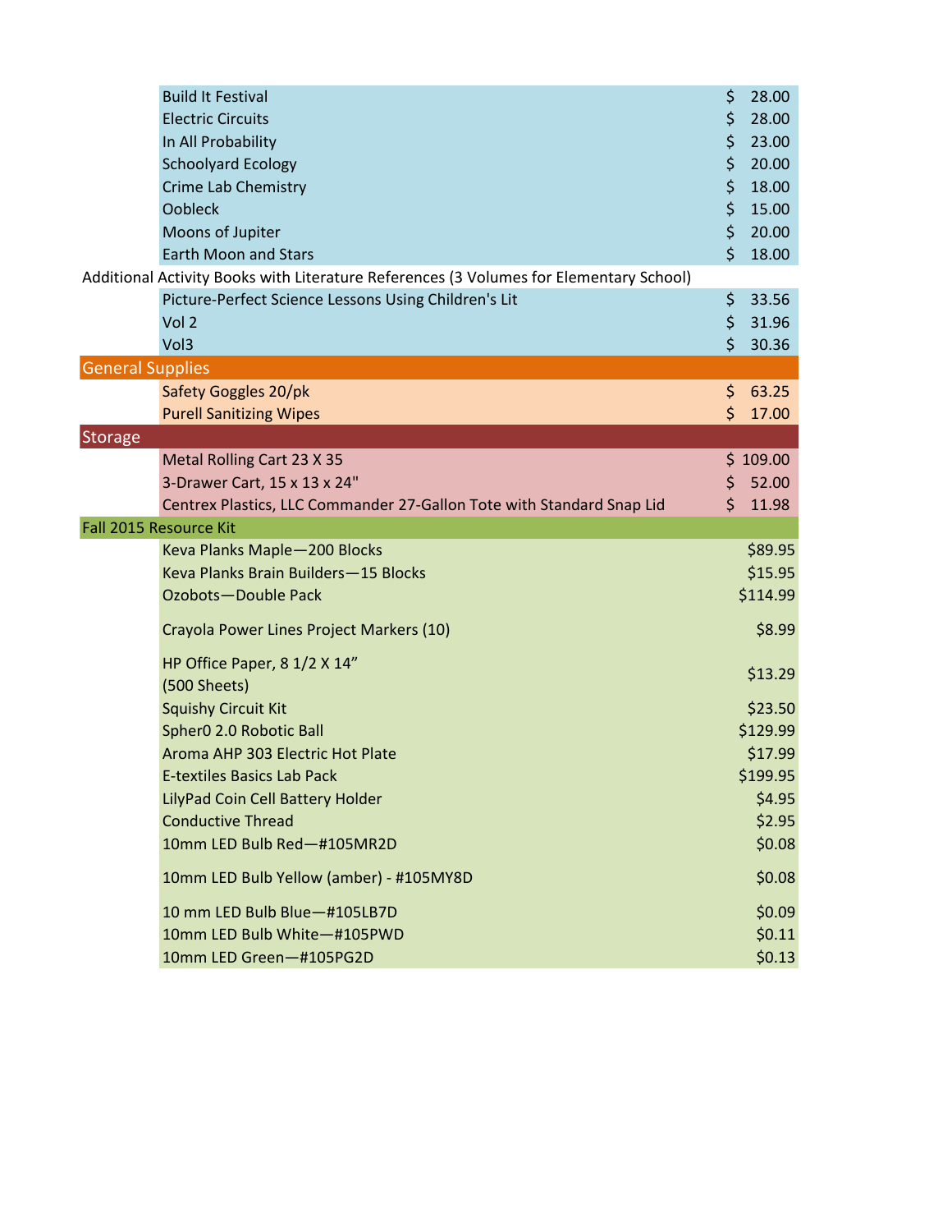| | |
|---|---|
| Build It Festival | $ 28.00 |
| Electric Circuits | $ 28.00 |
| In All Probability | $ 23.00 |
| Schoolyard Ecology | $ 20.00 |
| Crime Lab Chemistry | $ 18.00 |
| Oobleck | $ 15.00 |
| Moons of Jupiter | $ 20.00 |
| Earth Moon and Stars | $ 18.00 |
| **Additional Activity Books with Literature References (3 Volumes for Elementary School)** | |
| Picture-Perfect Science Lessons Using Children's Lit | $ 33.56 |
| Vol 2 | $ 31.96 |
| Vol3 | $ 30.36 |
| **General Supplies** | |
| Safety Goggles 20/pk | $ 63.25 |
| Purell Sanitizing Wipes | $ 17.00 |
| **Storage** | |
| Metal Rolling Cart 23 X 35 | $ 109.00 |
| 3-Drawer Cart, 15 x 13 x 24" | $ 52.00 |
| Centrex Plastics, LLC Commander 27-Gallon Tote with Standard Snap Lid | $ 11.98 |
| **Fall 2015 Resource Kit** | |
| Keva Planks Maple—200 Blocks | $89.95 |
| Keva Planks Brain Builders—15 Blocks | $15.95 |
| Ozobots—Double Pack | $114.99 |
| Crayola Power Lines Project Markers (10) | $8.99 |
| HP Office Paper, 8 1/2 X 14" (500 Sheets) | $13.29 |
| Squishy Circuit Kit | $23.50 |
| Spher0 2.0 Robotic Ball | $129.99 |
| Aroma AHP 303 Electric Hot Plate | $17.99 |
| E-textiles Basics Lab Pack | $199.95 |
| LilyPad Coin Cell Battery Holder | $4.95 |
| Conductive Thread | $2.95 |
| 10mm LED Bulb Red—#105MR2D | $0.08 |
| 10mm LED Bulb Yellow (amber) - #105MY8D | $0.08 |
| 10 mm LED Bulb Blue—#105LB7D | $0.09 |
| 10mm LED Bulb White—#105PWD | $0.11 |
| 10mm LED Green—#105PG2D | $0.13 |